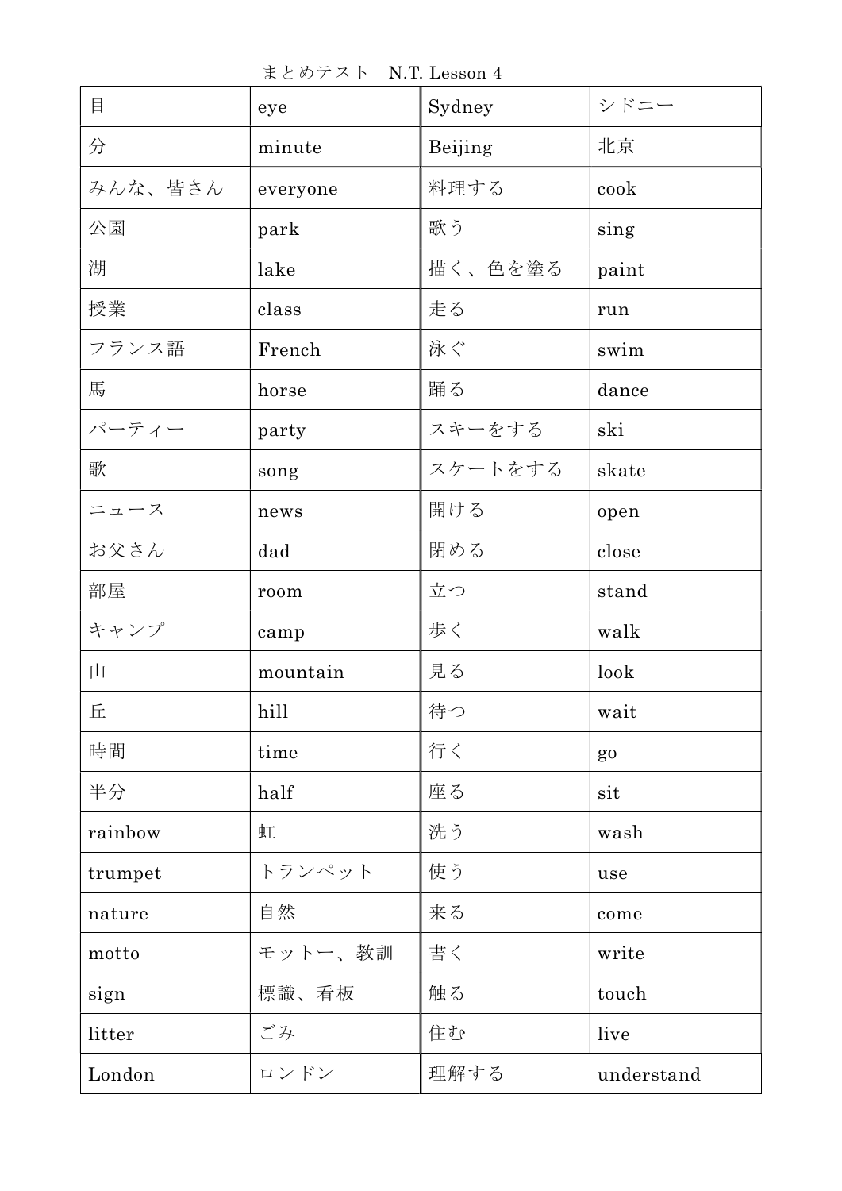まとめテスト　N.T. Lesson 4

| 目 | eye | Sydney | シドニー |
|---|---|---|---|
| 分 | minute | Beijing | 北京 |
| みんな、皆さん | everyone | 料理する | cook |
| 公園 | park | 歌う | sing |
| 湖 | lake | 描く、色を塗る | paint |
| 授業 | class | 走る | run |
| フランス語 | French | 泳ぐ | swim |
| 馬 | horse | 踊る | dance |
| パーティー | party | スキーをする | ski |
| 歌 | song | スケートをする | skate |
| ニュース | news | 開ける | open |
| お父さん | dad | 閉める | close |
| 部屋 | room | 立つ | stand |
| キャンプ | camp | 歩く | walk |
| 山 | mountain | 見る | look |
| 丘 | hill | 待つ | wait |
| 時間 | time | 行く | go |
| 半分 | half | 座る | sit |
| rainbow | 虹 | 洗う | wash |
| trumpet | トランペット | 使う | use |
| nature | 自然 | 来る | come |
| motto | モットー、教訓 | 書く | write |
| sign | 標識、看板 | 触る | touch |
| litter | ごみ | 住む | live |
| London | ロンドン | 理解する | understand |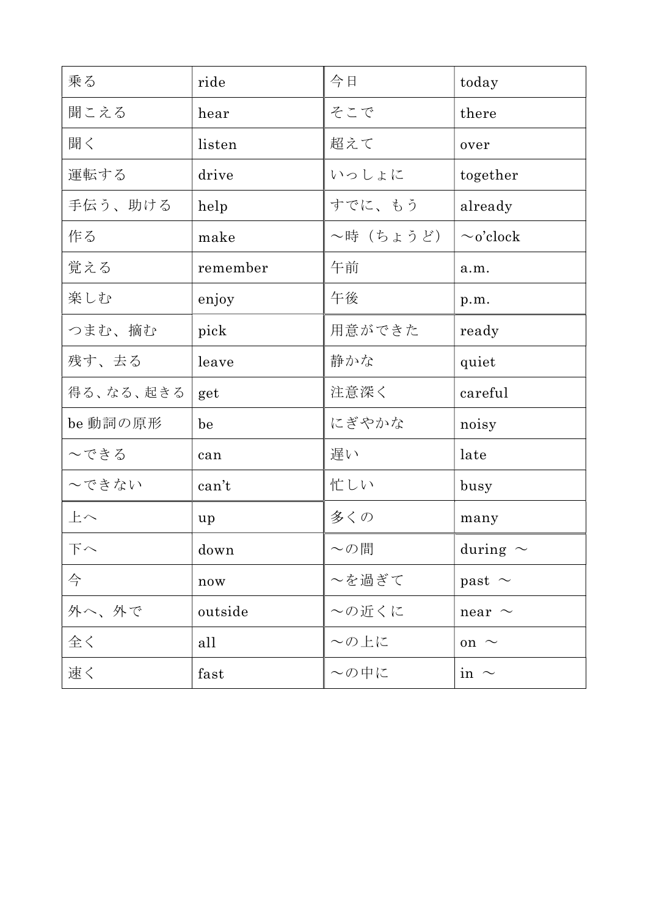| 乗る | ride | 今日 | today |
|---|---|---|---|
| 聞こえる | hear | そこで | there |
| 聞く | listen | 超えて | over |
| 運転する | drive | いっしょに | together |
| 手伝う、助ける | help | すでに、もう | already |
| 作る | make | ～時（ちょうど） | ～o'clock |
| 覚える | remember | 午前 | a.m. |
| 楽しむ | enjoy | 午後 | p.m. |
| つまむ、摘む | pick | 用意ができた | ready |
| 残す、去る | leave | 静かな | quiet |
| 得る、なる、起きる | get | 注意深く | careful |
| be 動詞の原形 | be | にぎやかな | noisy |
| ～できる | can | 遅い | late |
| ～できない | can't | 忙しい | busy |
| 上へ | up | 多くの | many |
| 下へ | down | ～の間 | during ～ |
| 今 | now | ～を過ぎて | past ～ |
| 外へ、外で | outside | ～の近くに | near ～ |
| 全く | all | ～の上に | on ～ |
| 速く | fast | ～の中に | in ～ |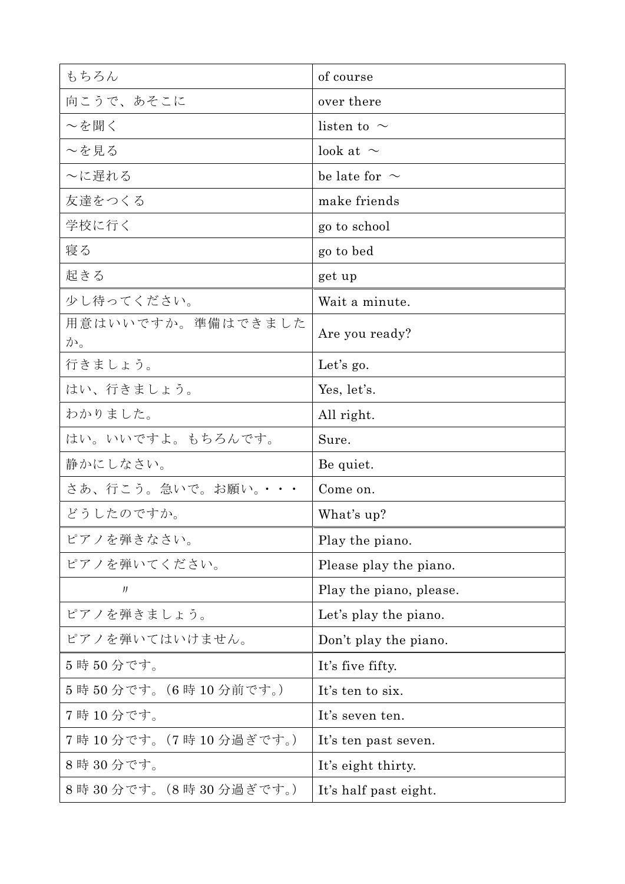| | |
|---|---|
| もちろん | of course |
| 向こうで、あそこに | over there |
| ～を聞く | listen to ～ |
| ～を見る | look at ～ |
| ～に遅れる | be late for ～ |
| 友達をつくる | make friends |
| 学校に行く | go to school |
| 寝る | go to bed |
| 起きる | get up |
| 少し待ってください。 | Wait a minute. |
| 用意はいいですか。準備はできましたか。 | Are you ready? |
| 行きましょう。 | Let's go. |
| はい、行きましょう。 | Yes, let's. |
| わかりました。 | All right. |
| はい。いいですよ。もちろんです。 | Sure. |
| 静かにしなさい。 | Be quiet. |
| さあ、行こう。急いで。お願い。・・・ | Come on. |
| どうしたのですか。 | What's up? |
| ピアノを弾きなさい。 | Play the piano. |
| ピアノを弾いてください。 | Please play the piano. |
| 〃 | Play the piano, please. |
| ピアノを弾きましょう。 | Let's play the piano. |
| ピアノを弾いてはいけません。 | Don't play the piano. |
| 5 時 50 分です。 | It's five fifty. |
| 5 時 50 分です。(6 時 10 分前です。) | It's ten to six. |
| 7 時 10 分です。 | It's seven ten. |
| 7 時 10 分です。(7 時 10 分過ぎです。) | It's ten past seven. |
| 8 時 30 分です。 | It's eight thirty. |
| 8 時 30 分です。(8 時 30 分過ぎです。) | It's half past eight. |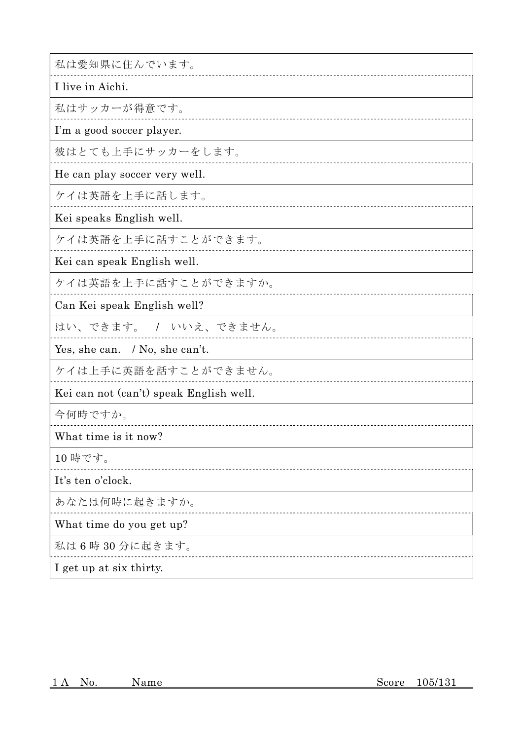| |
|---|
| 私は愛知県に住んでいます。 |
| I live in Aichi. |
| 私はサッカーが得意です。 |
| I'm a good soccer player. |
| 彼はとても上手にサッカーをします。 |
| He can play soccer very well. |
| ケイは英語を上手に話します。 |
| Kei speaks English well. |
| ケイは英語を上手に話すことができます。 |
| Kei can speak English well. |
| ケイは英語を上手に話すことができますか。 |
| Can Kei speak English well? |
| はい、できます。　/　いいえ、できません。 |
| Yes, she can.　/ No, she can't. |
| ケイは上手に英語を話すことができません。 |
| Kei can not (can't) speak English well. |
| 今何時ですか。 |
| What time is it now? |
| 10 時です。 |
| It's ten o'clock. |
| あなたは何時に起きますか。 |
| What time do you get up? |
| 私は 6 時 30 分に起きます。 |
| I get up at six thirty. |

1 A　No.　　Name　　　　　　　　　　　　　　　　　　Score　105/131